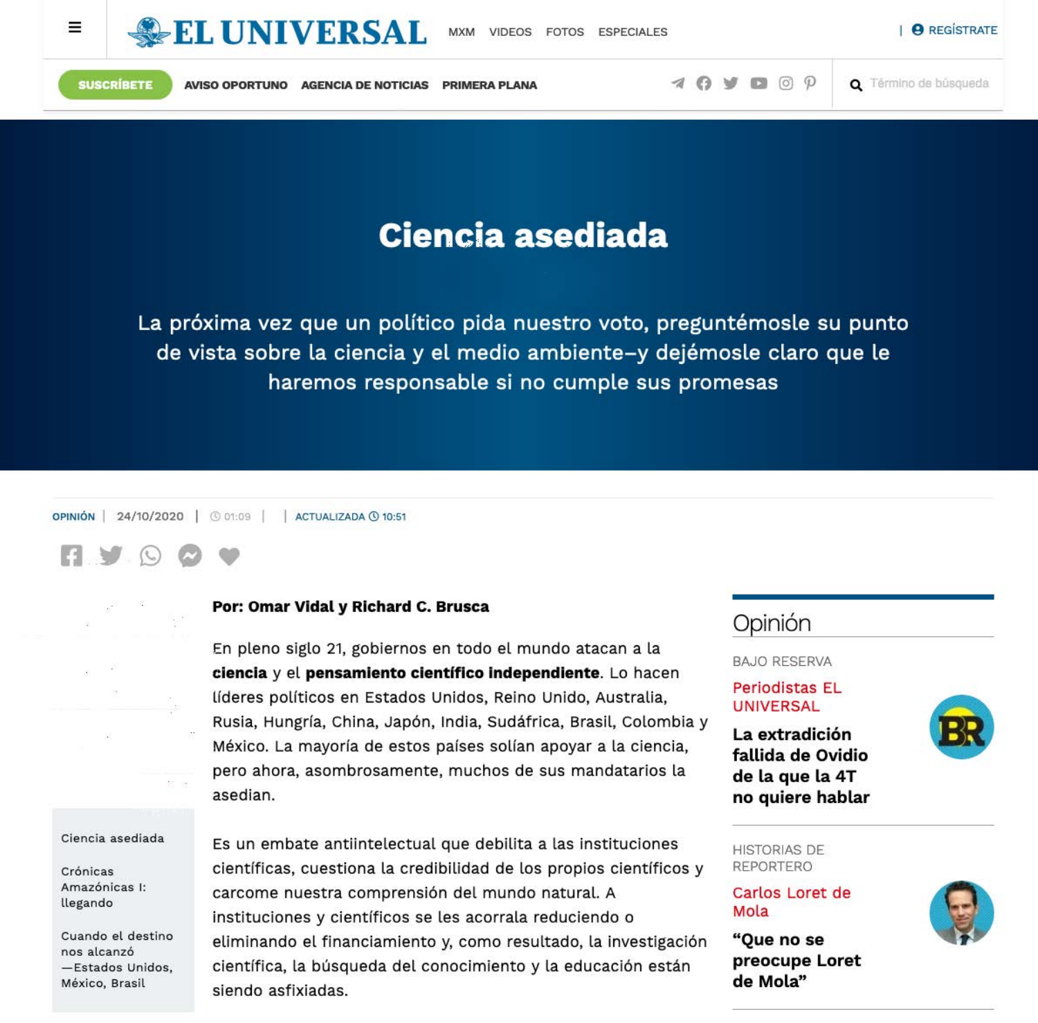# Ciencia asediada

La próxima vez que un político pida nuestro voto, preguntémosle su punto de vista sobre la ciencia y el medio ambiente–y dejémosle claro que le haremos responsable si no cumple sus promesas

OPINIÓN | 24/10/2020 | 01:09 | | ACTUALIZADA 10:51

**Por: Omar Vidal y Richard C. Brusca**

En pleno siglo 21, gobiernos en todo el mundo atacan a la **ciencia** y el **pensamiento científico independiente**. Lo hacen líderes políticos en Estados Unidos, Reino Unido, Australia, Rusia, Hungría, China, Japón, India, Sudáfrica, Brasil, Colombia y México. La mayoría de estos países solían apoyar a la ciencia, pero ahora, asombrosamente, muchos de sus mandatarios la asedian.

Es un embate antiintelectual que debilita a las instituciones científicas, cuestiona la credibilidad de los propios científicos y carcome nuestra comprensión del mundo natural. A instituciones y científicos se les acorrala reduciendo o eliminando el financiamiento y, como resultado, la investigación científica, la búsqueda del conocimiento y la educación están siendo asfixiadas.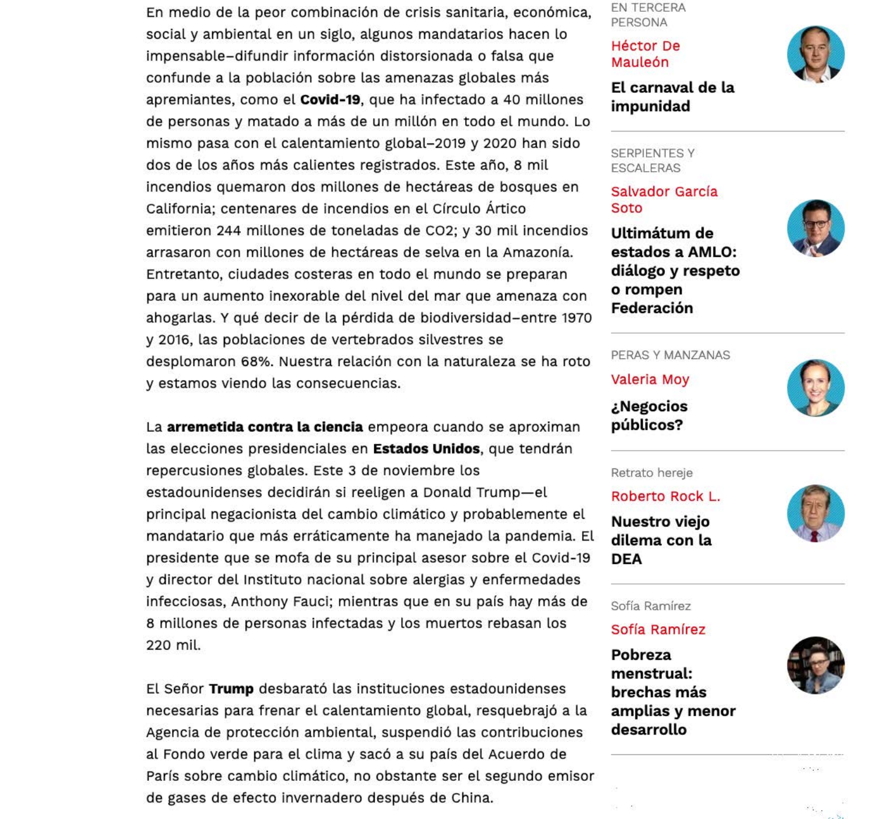En medio de la peor combinación de crisis sanitaria, económica, social y ambiental en un siglo, algunos mandatarios hacen lo impensable–difundir información distorsionada o falsa que confunde a la población sobre las amenazas globales más apremiantes, como el **Covid-19**, que ha infectado a 40 millones de personas y matado a más de un millón en todo el mundo. Lo mismo pasa con el calentamiento global–2019 y 2020 han sido dos de los años más calientes registrados. Este año, 8 mil incendios quemaron dos millones de hectáreas de bosques en California; centenares de incendios en el Círculo Ártico emitieron 244 millones de toneladas de $CO_2$; y 30 mil incendios arrasaron con millones de hectáreas de selva en la Amazonía. Entretanto, ciudades costeras en todo el mundo se preparan para un aumento inexorable del nivel del mar que amenaza con ahogarlas. Y qué decir de la pérdida de biodiversidad–entre 1970 y 2016, las poblaciones de vertebrados silvestres se desplomaron 68%. Nuestra relación con la naturaleza se ha roto y estamos viendo las consecuencias.

La **arremetida contra la ciencia** empeora cuando se aproximan las elecciones presidenciales en **Estados Unidos**, que tendrán repercusiones globales. Este 3 de noviembre los estadounidenses decidirán si reeligen a Donald Trump—el principal negacionista del cambio climático y probablemente el mandatario que más erráticamente ha manejado la pandemia. El presidente que se mofa de su principal asesor sobre el Covid-19 y director del Instituto nacional sobre alergias y enfermedades infecciosas, Anthony Fauci; mientras que en su país hay más de 8 millones de personas infectadas y los muertos rebasan los 220 mil.

El Señor **Trump** desbarató las instituciones estadounidenses necesarias para frenar el calentamiento global, resquebrajó a la Agencia de protección ambiental, suspendió las contribuciones al Fondo verde para el clima y sacó a su país del Acuerdo de París sobre cambio climático, no obstante ser el segundo emisor de gases de efecto invernadero después de China.

EN TERCERA PERSONA
Héctor De Mauleón
**El carnaval de la impunidad**

SERPIENTES Y ESCALERAS
Salvador García Soto
**Ultimátum de estados a AMLO: diálogo y respeto o rompen Federación**

PERAS Y MANZANAS
Valeria Moy
**¿Negocios públicos?**

Retrato hereje
Roberto Rock L.
**Nuestro viejo dilema con la DEA**

Sofía Ramírez
Sofía Ramírez
**Pobreza menstrual: brechas más amplias y menor desarrollo**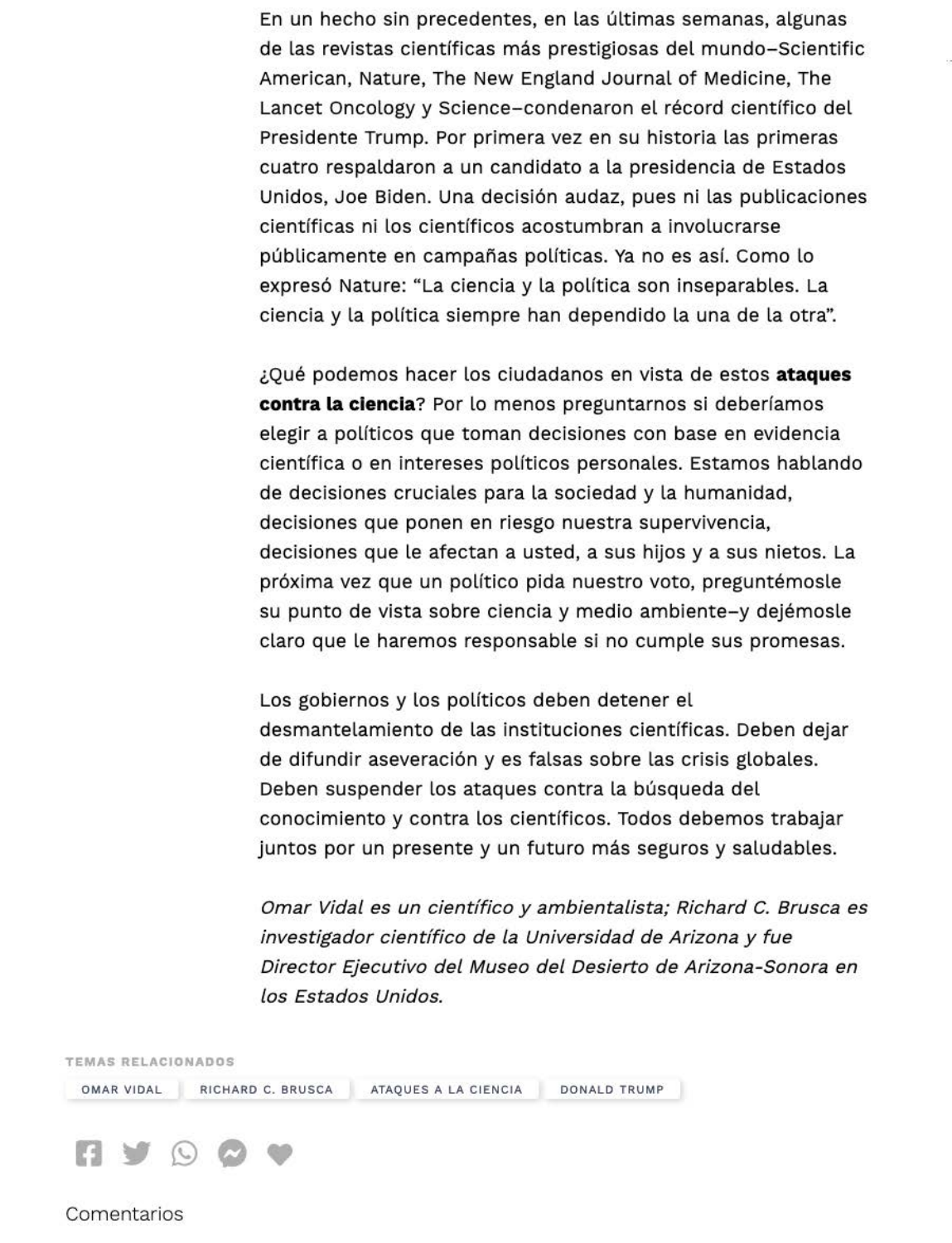En un hecho sin precedentes, en las últimas semanas, algunas de las revistas científicas más prestigiosas del mundo–Scientific American, Nature, The New England Journal of Medicine, The Lancet Oncology y Science–condenaron el récord científico del Presidente Trump. Por primera vez en su historia las primeras cuatro respaldaron a un candidato a la presidencia de Estados Unidos, Joe Biden. Una decisión audaz, pues ni las publicaciones científicas ni los científicos acostumbran a involucrarse públicamente en campañas políticas. Ya no es así. Como lo expresó Nature: "La ciencia y la política son inseparables. La ciencia y la política siempre han dependido la una de la otra".

¿Qué podemos hacer los ciudadanos en vista de estos **ataques contra la ciencia**? Por lo menos preguntarnos si deberíamos elegir a políticos que toman decisiones con base en evidencia científica o en intereses políticos personales. Estamos hablando de decisiones cruciales para la sociedad y la humanidad, decisiones que ponen en riesgo nuestra supervivencia, decisiones que le afectan a usted, a sus hijos y a sus nietos. La próxima vez que un político pida nuestro voto, preguntémosle su punto de vista sobre ciencia y medio ambiente–y dejémosle claro que le haremos responsable si no cumple sus promesas.

Los gobiernos y los políticos deben detener el desmantelamiento de las instituciones científicas. Deben dejar de difundir aseveración y es falsas sobre las crisis globales. Deben suspender los ataques contra la búsqueda del conocimiento y contra los científicos. Todos debemos trabajar juntos por un presente y un futuro más seguros y saludables.

*Omar Vidal es un científico y ambientalista; Richard C. Brusca es investigador científico de la Universidad de Arizona y fue Director Ejecutivo del Museo del Desierto de Arizona-Sonora en los Estados Unidos.*

TEMAS RELACIONADOS

OMAR VIDAL · RICHARD C. BRUSCA · ATAQUES A LA CIENCIA · DONALD TRUMP

Comentarios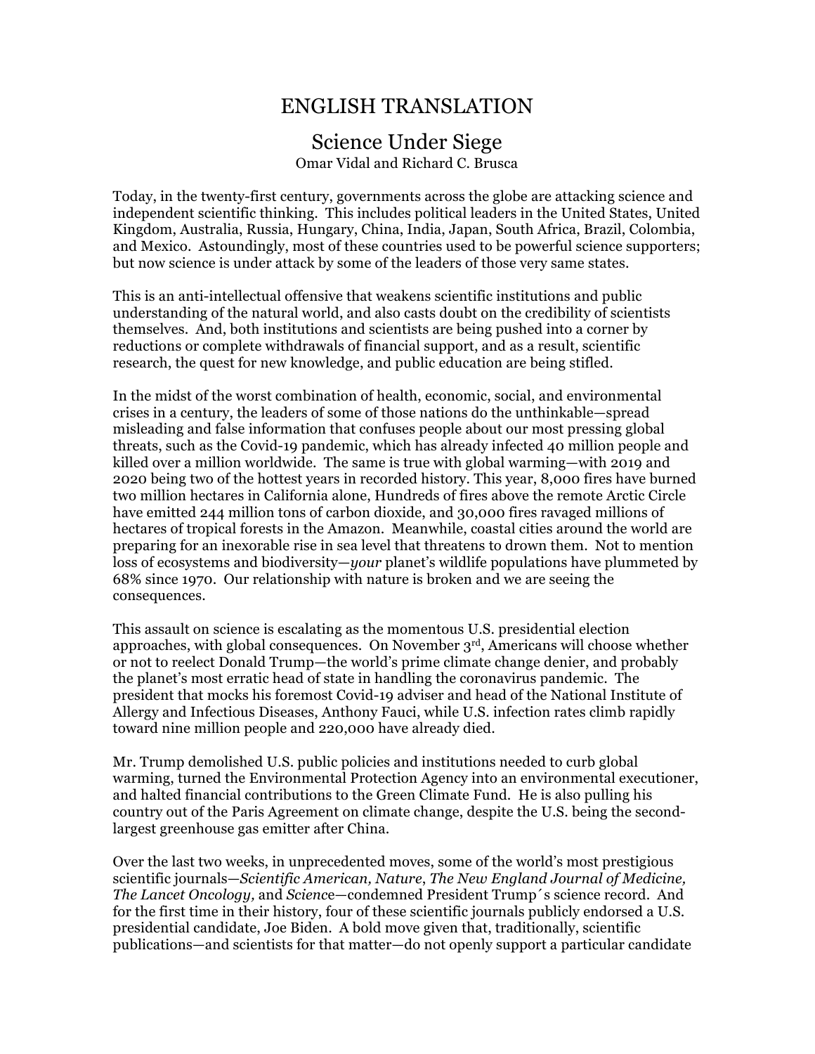# ENGLISH TRANSLATION

## Science Under Siege

Omar Vidal and Richard C. Brusca

Today, in the twenty-first century, governments across the globe are attacking science and independent scientific thinking. This includes political leaders in the United States, United Kingdom, Australia, Russia, Hungary, China, India, Japan, South Africa, Brazil, Colombia, and Mexico. Astoundingly, most of these countries used to be powerful science supporters; but now science is under attack by some of the leaders of those very same states.

This is an anti-intellectual offensive that weakens scientific institutions and public understanding of the natural world, and also casts doubt on the credibility of scientists themselves. And, both institutions and scientists are being pushed into a corner by reductions or complete withdrawals of financial support, and as a result, scientific research, the quest for new knowledge, and public education are being stifled.

In the midst of the worst combination of health, economic, social, and environmental crises in a century, the leaders of some of those nations do the unthinkable—spread misleading and false information that confuses people about our most pressing global threats, such as the Covid-19 pandemic, which has already infected 40 million people and killed over a million worldwide. The same is true with global warming—with 2019 and 2020 being two of the hottest years in recorded history. This year, 8,000 fires have burned two million hectares in California alone, Hundreds of fires above the remote Arctic Circle have emitted 244 million tons of carbon dioxide, and 30,000 fires ravaged millions of hectares of tropical forests in the Amazon. Meanwhile, coastal cities around the world are preparing for an inexorable rise in sea level that threatens to drown them. Not to mention loss of ecosystems and biodiversity—*your* planet's wildlife populations have plummeted by 68% since 1970. Our relationship with nature is broken and we are seeing the consequences.

This assault on science is escalating as the momentous U.S. presidential election approaches, with global consequences. On November 3rd, Americans will choose whether or not to reelect Donald Trump—the world's prime climate change denier, and probably the planet's most erratic head of state in handling the coronavirus pandemic. The president that mocks his foremost Covid-19 adviser and head of the National Institute of Allergy and Infectious Diseases, Anthony Fauci, while U.S. infection rates climb rapidly toward nine million people and 220,000 have already died.

Mr. Trump demolished U.S. public policies and institutions needed to curb global warming, turned the Environmental Protection Agency into an environmental executioner, and halted financial contributions to the Green Climate Fund. He is also pulling his country out of the Paris Agreement on climate change, despite the U.S. being the second-largest greenhouse gas emitter after China.

Over the last two weeks, in unprecedented moves, some of the world's most prestigious scientific journals—*Scientific American, Nature*, *The New England Journal of Medicine, The Lancet Oncology,* and *Science*—condemned President Trump´s science record. And for the first time in their history, four of these scientific journals publicly endorsed a U.S. presidential candidate, Joe Biden. A bold move given that, traditionally, scientific publications—and scientists for that matter—do not openly support a particular candidate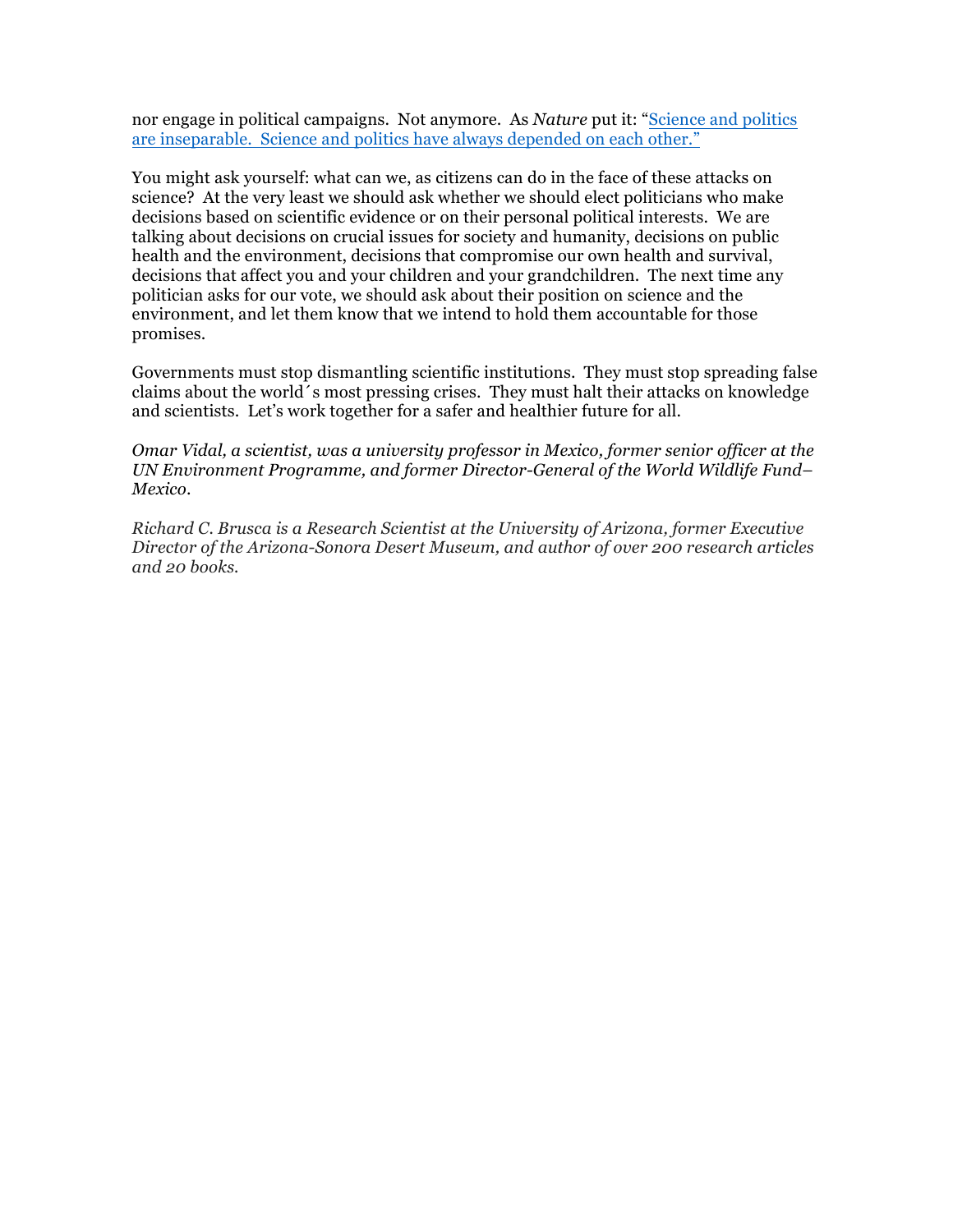nor engage in political campaigns. Not anymore. As *Nature* put it: "Science and politics are inseparable. Science and politics have always depended on each other."

You might ask yourself: what can we, as citizens can do in the face of these attacks on science? At the very least we should ask whether we should elect politicians who make decisions based on scientific evidence or on their personal political interests. We are talking about decisions on crucial issues for society and humanity, decisions on public health and the environment, decisions that compromise our own health and survival, decisions that affect you and your children and your grandchildren. The next time any politician asks for our vote, we should ask about their position on science and the environment, and let them know that we intend to hold them accountable for those promises.

Governments must stop dismantling scientific institutions. They must stop spreading false claims about the world´s most pressing crises. They must halt their attacks on knowledge and scientists. Let's work together for a safer and healthier future for all.

*Omar Vidal, a scientist, was a university professor in Mexico, former senior officer at the UN Environment Programme, and former Director-General of the World Wildlife Fund–Mexico.*

*Richard C. Brusca is a Research Scientist at the University of Arizona, former Executive Director of the Arizona-Sonora Desert Museum, and author of over 200 research articles and 20 books.*